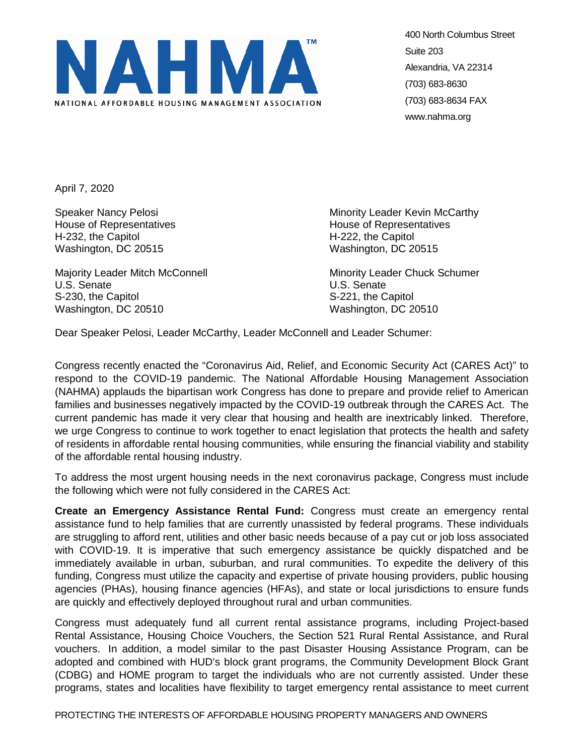# NAHMA

NATIONAL AFFORDABLE HOUSING MANAGEMENT ASSOCIATION

400 North Columbus Street
Suite 203
Alexandria, VA 22314
(703) 683-8630
(703) 683-8634 FAX
www.nahma.org

April 7, 2020

Speaker Nancy Pelosi
House of Representatives
H-232, the Capitol
Washington, DC 20515

Minority Leader Kevin McCarthy
House of Representatives
H-222, the Capitol
Washington, DC 20515

Majority Leader Mitch McConnell
U.S. Senate
S-230, the Capitol
Washington, DC 20510

Minority Leader Chuck Schumer
U.S. Senate
S-221, the Capitol
Washington, DC 20510

Dear Speaker Pelosi, Leader McCarthy, Leader McConnell and Leader Schumer:

Congress recently enacted the "Coronavirus Aid, Relief, and Economic Security Act (CARES Act)" to respond to the COVID-19 pandemic. The National Affordable Housing Management Association (NAHMA) applauds the bipartisan work Congress has done to prepare and provide relief to American families and businesses negatively impacted by the COVID-19 outbreak through the CARES Act. The current pandemic has made it very clear that housing and health are inextricably linked. Therefore, we urge Congress to continue to work together to enact legislation that protects the health and safety of residents in affordable rental housing communities, while ensuring the financial viability and stability of the affordable rental housing industry.

To address the most urgent housing needs in the next coronavirus package, Congress must include the following which were not fully considered in the CARES Act:

**Create an Emergency Assistance Rental Fund:** Congress must create an emergency rental assistance fund to help families that are currently unassisted by federal programs. These individuals are struggling to afford rent, utilities and other basic needs because of a pay cut or job loss associated with COVID-19. It is imperative that such emergency assistance be quickly dispatched and be immediately available in urban, suburban, and rural communities. To expedite the delivery of this funding, Congress must utilize the capacity and expertise of private housing providers, public housing agencies (PHAs), housing finance agencies (HFAs), and state or local jurisdictions to ensure funds are quickly and effectively deployed throughout rural and urban communities.

Congress must adequately fund all current rental assistance programs, including Project-based Rental Assistance, Housing Choice Vouchers, the Section 521 Rural Rental Assistance, and Rural vouchers. In addition, a model similar to the past Disaster Housing Assistance Program, can be adopted and combined with HUD's block grant programs, the Community Development Block Grant (CDBG) and HOME program to target the individuals who are not currently assisted. Under these programs, states and localities have flexibility to target emergency rental assistance to meet current

PROTECTING THE INTERESTS OF AFFORDABLE HOUSING PROPERTY MANAGERS AND OWNERS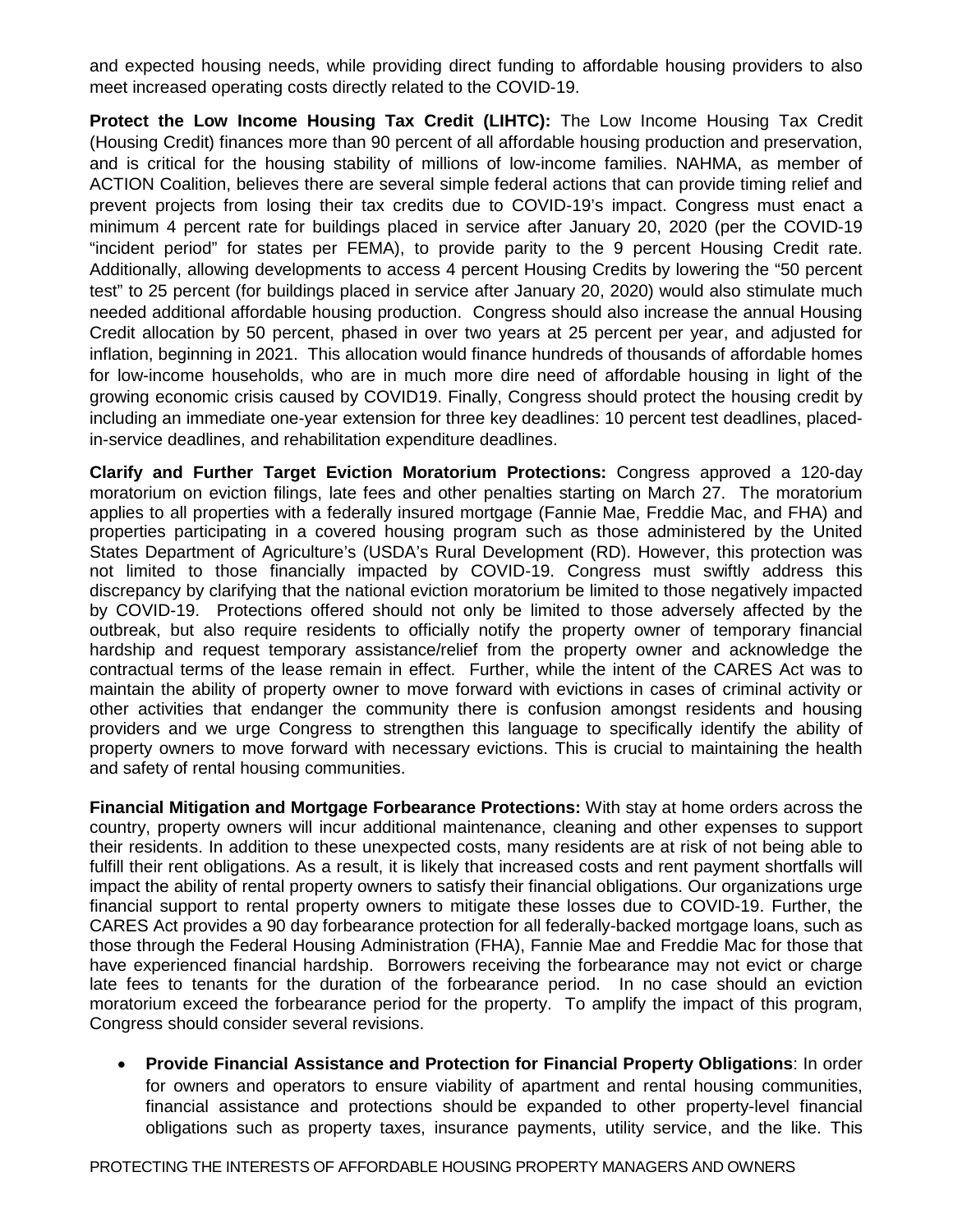and expected housing needs, while providing direct funding to affordable housing providers to also meet increased operating costs directly related to the COVID-19.

**Protect the Low Income Housing Tax Credit (LIHTC):** The Low Income Housing Tax Credit (Housing Credit) finances more than 90 percent of all affordable housing production and preservation, and is critical for the housing stability of millions of low-income families. NAHMA, as member of ACTION Coalition, believes there are several simple federal actions that can provide timing relief and prevent projects from losing their tax credits due to COVID-19's impact. Congress must enact a minimum 4 percent rate for buildings placed in service after January 20, 2020 (per the COVID-19 "incident period" for states per FEMA), to provide parity to the 9 percent Housing Credit rate. Additionally, allowing developments to access 4 percent Housing Credits by lowering the "50 percent test" to 25 percent (for buildings placed in service after January 20, 2020) would also stimulate much needed additional affordable housing production. Congress should also increase the annual Housing Credit allocation by 50 percent, phased in over two years at 25 percent per year, and adjusted for inflation, beginning in 2021. This allocation would finance hundreds of thousands of affordable homes for low-income households, who are in much more dire need of affordable housing in light of the growing economic crisis caused by COVID19. Finally, Congress should protect the housing credit by including an immediate one-year extension for three key deadlines: 10 percent test deadlines, placed-in-service deadlines, and rehabilitation expenditure deadlines.

**Clarify and Further Target Eviction Moratorium Protections:** Congress approved a 120-day moratorium on eviction filings, late fees and other penalties starting on March 27. The moratorium applies to all properties with a federally insured mortgage (Fannie Mae, Freddie Mac, and FHA) and properties participating in a covered housing program such as those administered by the United States Department of Agriculture's (USDA's Rural Development (RD). However, this protection was not limited to those financially impacted by COVID-19. Congress must swiftly address this discrepancy by clarifying that the national eviction moratorium be limited to those negatively impacted by COVID-19. Protections offered should not only be limited to those adversely affected by the outbreak, but also require residents to officially notify the property owner of temporary financial hardship and request temporary assistance/relief from the property owner and acknowledge the contractual terms of the lease remain in effect. Further, while the intent of the CARES Act was to maintain the ability of property owner to move forward with evictions in cases of criminal activity or other activities that endanger the community there is confusion amongst residents and housing providers and we urge Congress to strengthen this language to specifically identify the ability of property owners to move forward with necessary evictions. This is crucial to maintaining the health and safety of rental housing communities.

**Financial Mitigation and Mortgage Forbearance Protections:** With stay at home orders across the country, property owners will incur additional maintenance, cleaning and other expenses to support their residents. In addition to these unexpected costs, many residents are at risk of not being able to fulfill their rent obligations. As a result, it is likely that increased costs and rent payment shortfalls will impact the ability of rental property owners to satisfy their financial obligations. Our organizations urge financial support to rental property owners to mitigate these losses due to COVID-19. Further, the CARES Act provides a 90 day forbearance protection for all federally-backed mortgage loans, such as those through the Federal Housing Administration (FHA), Fannie Mae and Freddie Mac for those that have experienced financial hardship. Borrowers receiving the forbearance may not evict or charge late fees to tenants for the duration of the forbearance period. In no case should an eviction moratorium exceed the forbearance period for the property. To amplify the impact of this program, Congress should consider several revisions.

- **Provide Financial Assistance and Protection for Financial Property Obligations**: In order for owners and operators to ensure viability of apartment and rental housing communities, financial assistance and protections should be expanded to other property-level financial obligations such as property taxes, insurance payments, utility service, and the like. This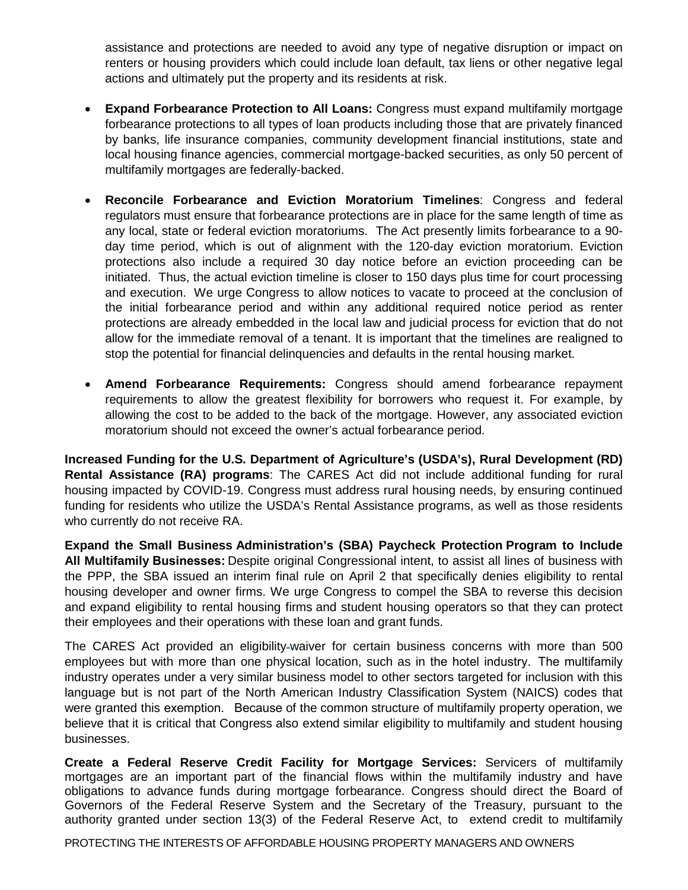assistance and protections are needed to avoid any type of negative disruption or impact on renters or housing providers which could include loan default, tax liens or other negative legal actions and ultimately put the property and its residents at risk.

- **Expand Forbearance Protection to All Loans:** Congress must expand multifamily mortgage forbearance protections to all types of loan products including those that are privately financed by banks, life insurance companies, community development financial institutions, state and local housing finance agencies, commercial mortgage-backed securities, as only 50 percent of multifamily mortgages are federally-backed.

- **Reconcile Forbearance and Eviction Moratorium Timelines**: Congress and federal regulators must ensure that forbearance protections are in place for the same length of time as any local, state or federal eviction moratoriums. The Act presently limits forbearance to a 90-day time period, which is out of alignment with the 120-day eviction moratorium. Eviction protections also include a required 30 day notice before an eviction proceeding can be initiated. Thus, the actual eviction timeline is closer to 150 days plus time for court processing and execution. We urge Congress to allow notices to vacate to proceed at the conclusion of the initial forbearance period and within any additional required notice period as renter protections are already embedded in the local law and judicial process for eviction that do not allow for the immediate removal of a tenant. It is important that the timelines are realigned to stop the potential for financial delinquencies and defaults in the rental housing market.

- **Amend Forbearance Requirements:** Congress should amend forbearance repayment requirements to allow the greatest flexibility for borrowers who request it. For example, by allowing the cost to be added to the back of the mortgage. However, any associated eviction moratorium should not exceed the owner's actual forbearance period.

**Increased Funding for the U.S. Department of Agriculture's (USDA's), Rural Development (RD) Rental Assistance (RA) programs**: The CARES Act did not include additional funding for rural housing impacted by COVID-19. Congress must address rural housing needs, by ensuring continued funding for residents who utilize the USDA's Rental Assistance programs, as well as those residents who currently do not receive RA.

**Expand the Small Business Administration's (SBA) Paycheck Protection Program to Include All Multifamily Businesses:** Despite original Congressional intent, to assist all lines of business with the PPP, the SBA issued an interim final rule on April 2 that specifically denies eligibility to rental housing developer and owner firms. We urge Congress to compel the SBA to reverse this decision and expand eligibility to rental housing firms and student housing operators so that they can protect their employees and their operations with these loan and grant funds.

The CARES Act provided an eligibility waiver for certain business concerns with more than 500 employees but with more than one physical location, such as in the hotel industry. The multifamily industry operates under a very similar business model to other sectors targeted for inclusion with this language but is not part of the North American Industry Classification System (NAICS) codes that were granted this exemption. Because of the common structure of multifamily property operation, we believe that it is critical that Congress also extend similar eligibility to multifamily and student housing businesses.

**Create a Federal Reserve Credit Facility for Mortgage Services:** Servicers of multifamily mortgages are an important part of the financial flows within the multifamily industry and have obligations to advance funds during mortgage forbearance. Congress should direct the Board of Governors of the Federal Reserve System and the Secretary of the Treasury, pursuant to the authority granted under section 13(3) of the Federal Reserve Act, to extend credit to multifamily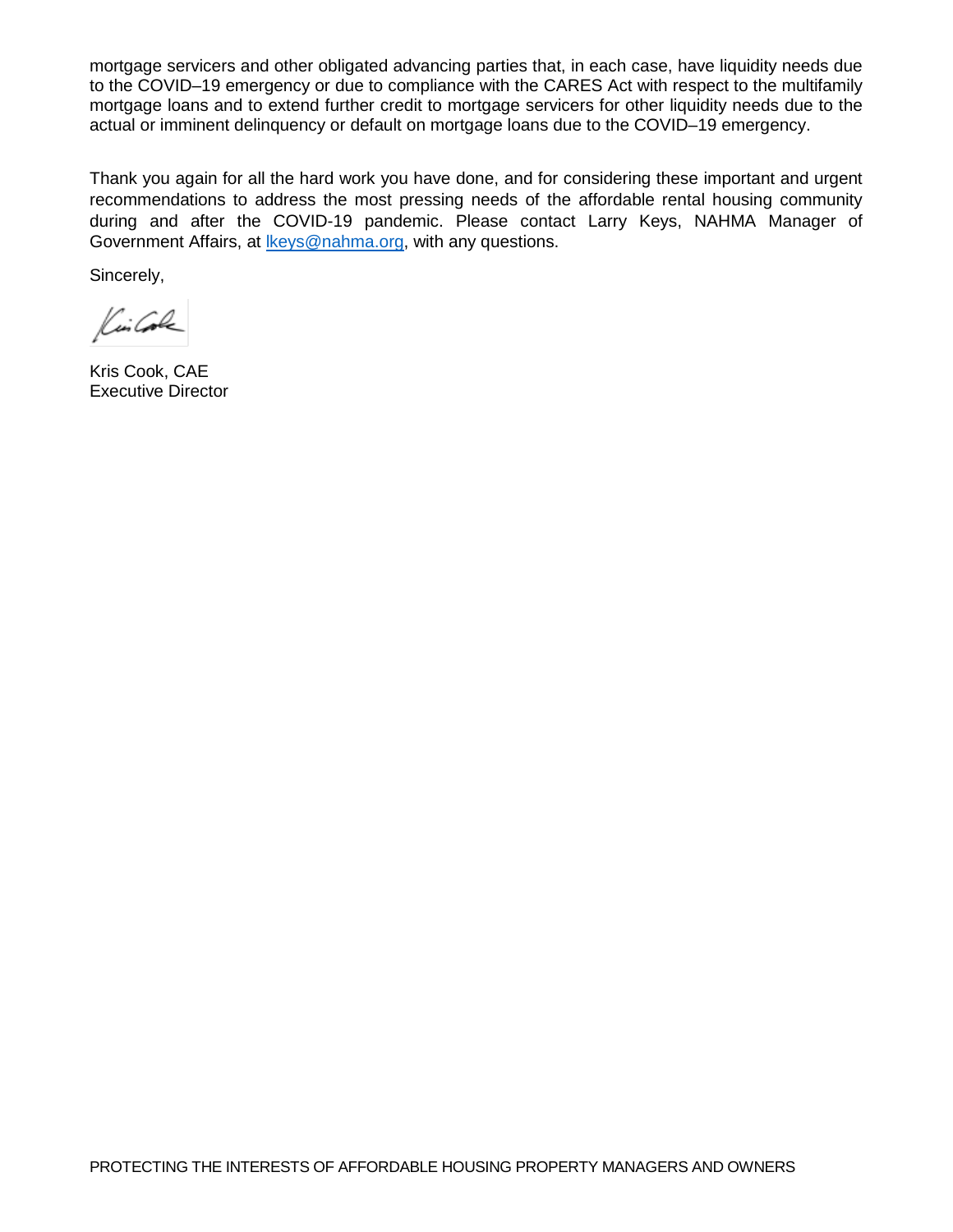mortgage servicers and other obligated advancing parties that, in each case, have liquidity needs due to the COVID–19 emergency or due to compliance with the CARES Act with respect to the multifamily mortgage loans and to extend further credit to mortgage servicers for other liquidity needs due to the actual or imminent delinquency or default on mortgage loans due to the COVID–19 emergency.

Thank you again for all the hard work you have done, and for considering these important and urgent recommendations to address the most pressing needs of the affordable rental housing community during and after the COVID-19 pandemic. Please contact Larry Keys, NAHMA Manager of Government Affairs, at lkeys@nahma.org, with any questions.

Sincerely,

Kris Cook, CAE
Executive Director

PROTECTING THE INTERESTS OF AFFORDABLE HOUSING PROPERTY MANAGERS AND OWNERS